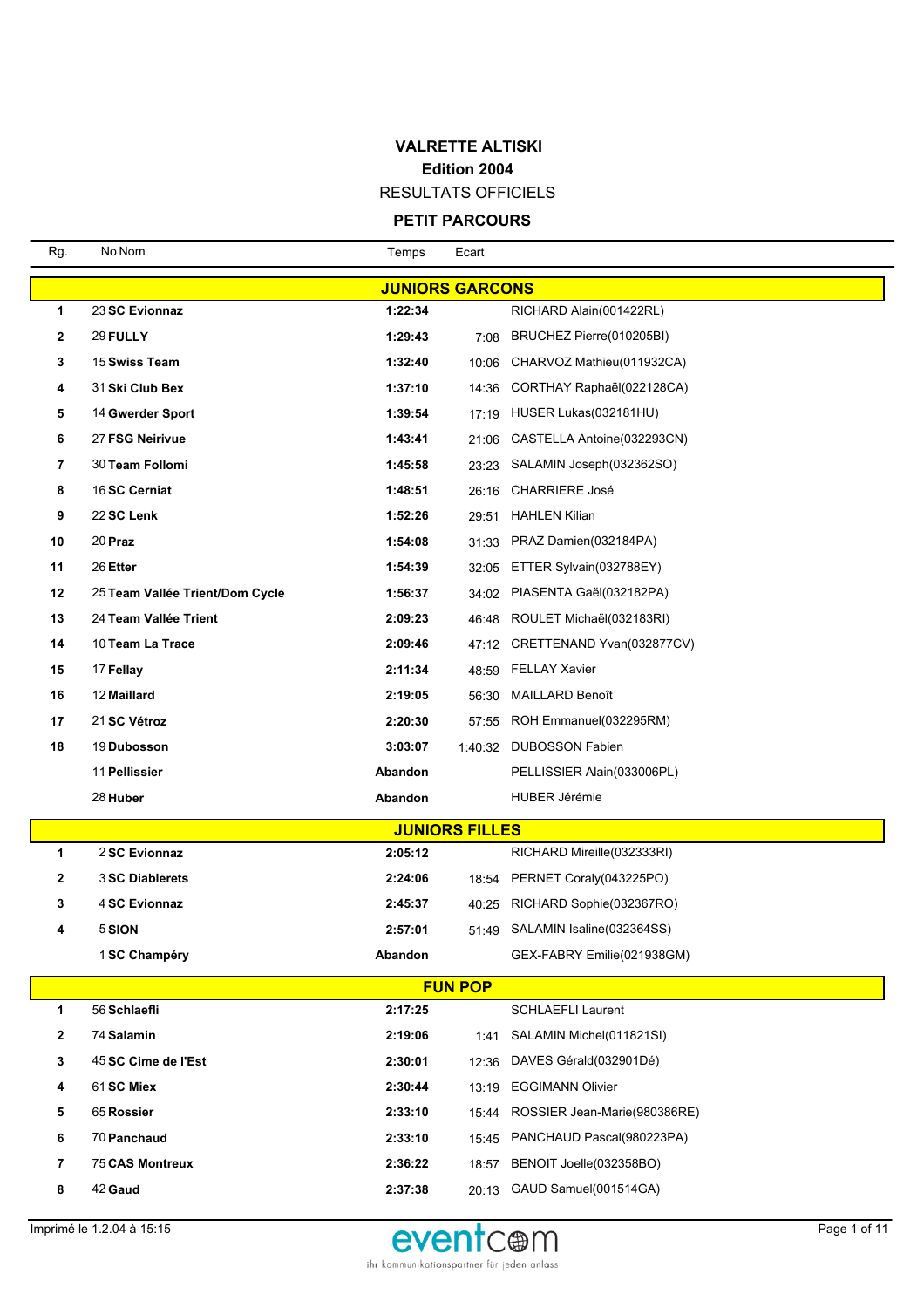# VALRETTE ALTISKI

## Edition 2004

RESULTATS OFFICIELS

### PETIT PARCOURS

| Rg. | No | Nom | Temps | Ecart | |
|---|---|---|---|---|---|
| | | **JUNIORS GARCONS** | | | |
| 1 | 23 | **SC Evionnaz** | **1:22:34** | | RICHARD Alain(001422RL) |
| 2 | 29 | **FULLY** | **1:29:43** | 7:08 | BRUCHEZ Pierre(010205BI) |
| 3 | 15 | **Swiss Team** | **1:32:40** | 10:06 | CHARVOZ Mathieu(011932CA) |
| 4 | 31 | **Ski Club Bex** | **1:37:10** | 14:36 | CORTHAY Raphaël(022128CA) |
| 5 | 14 | **Gwerder Sport** | **1:39:54** | 17:19 | HUSER Lukas(032181HU) |
| 6 | 27 | **FSG Neirivue** | **1:43:41** | 21:06 | CASTELLA Antoine(032293CN) |
| 7 | 30 | **Team Follomi** | **1:45:58** | 23:23 | SALAMIN Joseph(032362SO) |
| 8 | 16 | **SC Cerniat** | **1:48:51** | 26:16 | CHARRIERE José |
| 9 | 22 | **SC Lenk** | **1:52:26** | 29:51 | HAHLEN Kilian |
| 10 | 20 | **Praz** | **1:54:08** | 31:33 | PRAZ Damien(032184PA) |
| 11 | 26 | **Etter** | **1:54:39** | 32:05 | ETTER Sylvain(032788EY) |
| 12 | 25 | **Team Vallée Trient/Dom Cycle** | **1:56:37** | 34:02 | PIASENTA Gaël(032182PA) |
| 13 | 24 | **Team Vallée Trient** | **2:09:23** | 46:48 | ROULET Michaël(032183RI) |
| 14 | 10 | **Team La Trace** | **2:09:46** | 47:12 | CRETTENAND Yvan(032877CV) |
| 15 | 17 | **Fellay** | **2:11:34** | 48:59 | FELLAY Xavier |
| 16 | 12 | **Maillard** | **2:19:05** | 56:30 | MAILLARD Benoît |
| 17 | 21 | **SC Vétroz** | **2:20:30** | 57:55 | ROH Emmanuel(032295RM) |
| 18 | 19 | **Dubosson** | **3:03:07** | 1:40:32 | DUBOSSON Fabien |
| | 11 | **Pellissier** | **Abandon** | | PELLISSIER Alain(033006PL) |
| | 28 | **Huber** | **Abandon** | | HUBER Jérémie |
| | | **JUNIORS FILLES** | | | |
| 1 | 2 | **SC Evionnaz** | **2:05:12** | | RICHARD Mireille(032333RI) |
| 2 | 3 | **SC Diablerets** | **2:24:06** | 18:54 | PERNET Coraly(043225PO) |
| 3 | 4 | **SC Evionnaz** | **2:45:37** | 40:25 | RICHARD Sophie(032367RO) |
| 4 | 5 | **SION** | **2:57:01** | 51:49 | SALAMIN Isaline(032364SS) |
| | 1 | **SC Champéry** | **Abandon** | | GEX-FABRY Emilie(021938GM) |
| | | **FUN POP** | | | |
| 1 | 56 | **Schlaefli** | **2:17:25** | | SCHLAEFLI Laurent |
| 2 | 74 | **Salamin** | **2:19:06** | 1:41 | SALAMIN Michel(011821SI) |
| 3 | 45 | **SC Cime de l'Est** | **2:30:01** | 12:36 | DAVES Gérald(032901Dé) |
| 4 | 61 | **SC Miex** | **2:30:44** | 13:19 | EGGIMANN Olivier |
| 5 | 65 | **Rossier** | **2:33:10** | 15:44 | ROSSIER Jean-Marie(980386RE) |
| 6 | 70 | **Panchaud** | **2:33:10** | 15:45 | PANCHAUD Pascal(980223PA) |
| 7 | 75 | **CAS Montreux** | **2:36:22** | 18:57 | BENOIT Joelle(032358BO) |
| 8 | 42 | **Gaud** | **2:37:38** | 20:13 | GAUD Samuel(001514GA) |

Imprimé le 1.2.04 à 15:15

eventcom
ihr kommunikationspartner für jeden anlass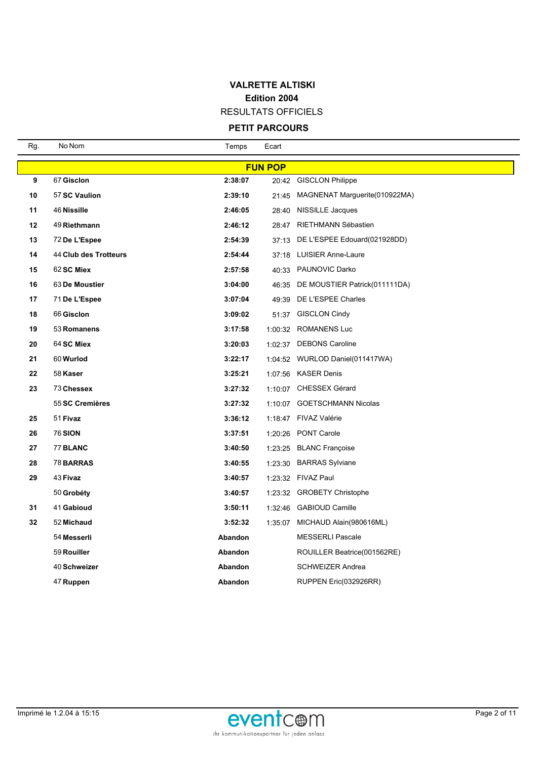# VALRETTE ALTISKI

**Edition 2004**

RESULTATS OFFICIELS

## PETIT PARCOURS

| Rg. | No | Nom | Temps | Ecart | |
|---|---|---|---|---|---|
| | | **FUN POP** | | | |
| **9** | 67 | **Gisclon** | **2:38:07** | 20:42 | GISCLON Philippe |
| **10** | 57 | **SC Vaulion** | **2:39:10** | 21:45 | MAGNENAT Marguerite(010922MA) |
| **11** | 46 | **Nissille** | **2:46:05** | 28:40 | NISSILLE Jacques |
| **12** | 49 | **Riethmann** | **2:46:12** | 28:47 | RIETHMANN Sébastien |
| **13** | 72 | **De L'Espee** | **2:54:39** | 37:13 | DE L'ESPEE Edouard(021928DD) |
| **14** | 44 | **Club des Trotteurs** | **2:54:44** | 37:18 | LUISIER Anne-Laure |
| **15** | 62 | **SC Miex** | **2:57:58** | 40:33 | PAUNOVIC Darko |
| **16** | 63 | **De Moustier** | **3:04:00** | 46:35 | DE MOUSTIER Patrick(011111DA) |
| **17** | 71 | **De L'Espee** | **3:07:04** | 49:39 | DE L'ESPEE Charles |
| **18** | 66 | **Gisclon** | **3:09:02** | 51:37 | GISCLON Cindy |
| **19** | 53 | **Romanens** | **3:17:58** | 1:00:32 | ROMANENS Luc |
| **20** | 64 | **SC Miex** | **3:20:03** | 1:02:37 | DEBONS Caroline |
| **21** | 60 | **Wurlod** | **3:22:17** | 1:04:52 | WURLOD Daniel(011417WA) |
| **22** | 58 | **Kaser** | **3:25:21** | 1:07:56 | KASER Denis |
| **23** | 73 | **Chessex** | **3:27:32** | 1:10:07 | CHESSEX Gérard |
| | 55 | **SC Cremières** | **3:27:32** | 1:10:07 | GOETSCHMANN Nicolas |
| **25** | 51 | **Fivaz** | **3:36:12** | 1:18:47 | FIVAZ Valérie |
| **26** | 76 | **SION** | **3:37:51** | 1:20:26 | PONT Carole |
| **27** | 77 | **BLANC** | **3:40:50** | 1:23:25 | BLANC Françoise |
| **28** | 78 | **BARRAS** | **3:40:55** | 1:23:30 | BARRAS Sylviane |
| **29** | 43 | **Fivaz** | **3:40:57** | 1:23:32 | FIVAZ Paul |
| | 50 | **Grobéty** | **3:40:57** | 1:23:32 | GROBETY Christophe |
| **31** | 41 | **Gabioud** | **3:50:11** | 1:32:46 | GABIOUD Camille |
| **32** | 52 | **Michaud** | **3:52:32** | 1:35:07 | MICHAUD Alain(980616ML) |
| | 54 | **Messerli** | **Abandon** | | MESSERLI Pascale |
| | 59 | **Rouiller** | **Abandon** | | ROUILLER Beatrice(001562RE) |
| | 40 | **Schweizer** | **Abandon** | | SCHWEIZER Andrea |
| | 47 | **Ruppen** | **Abandon** | | RUPPEN Eric(032926RR) |

Imprimé le 1.2.04 à 15:15

eventcom — ihr kommunikationspartner für jeden anlass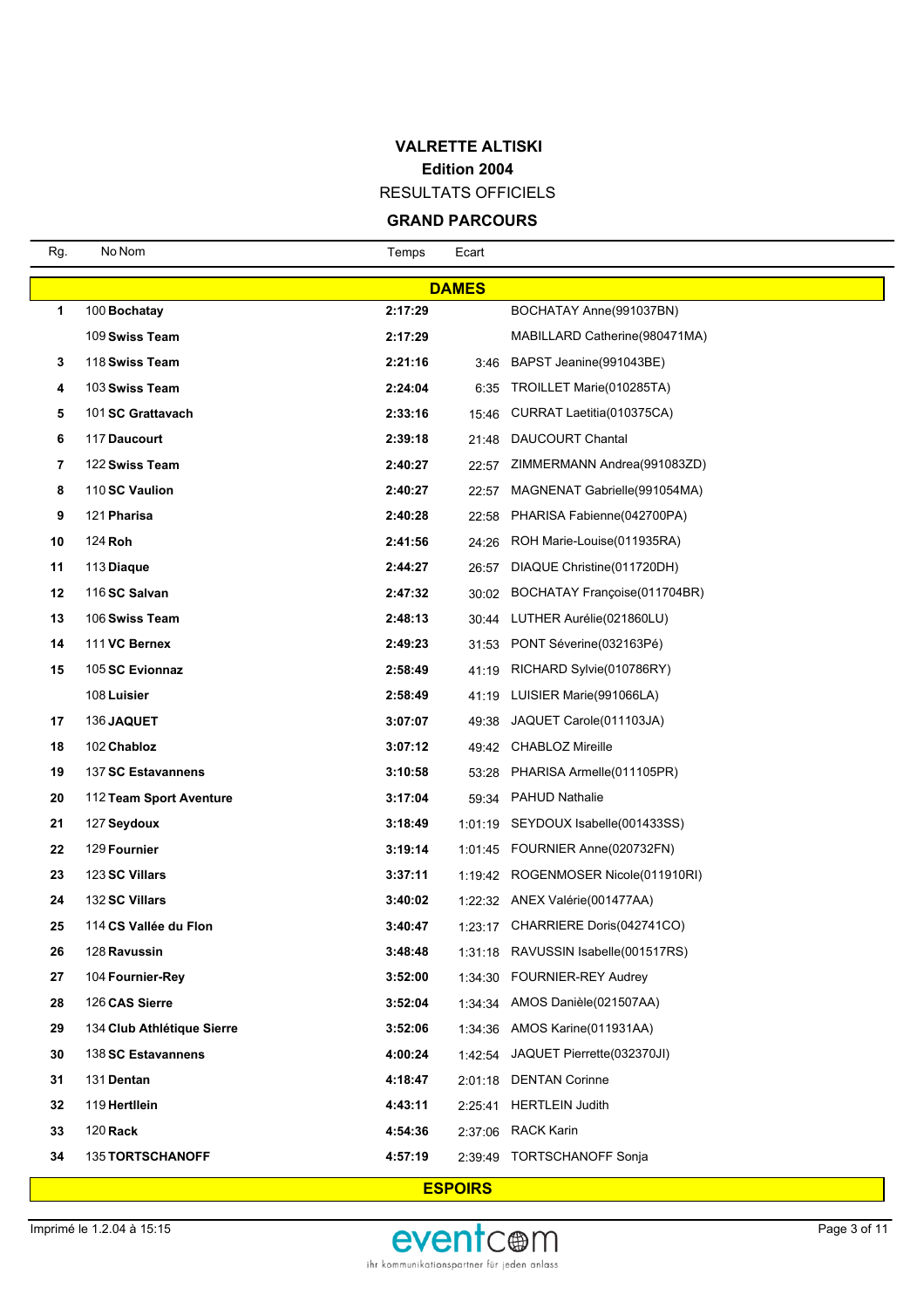# VALRETTE ALTISKI

## Edition 2004

RESULTATS OFFICIELS

### GRAND PARCOURS

| Rg. | No | Nom | Temps | Ecart | |
|---|---|---|---|---|---|
| | | **DAMES** | | | |
| **1** | 100 | **Bochatay** | **2:17:29** | | BOCHATAY Anne(991037BN) |
| | 109 | **Swiss Team** | **2:17:29** | | MABILLARD Catherine(980471MA) |
| **3** | 118 | **Swiss Team** | **2:21:16** | 3:46 | BAPST Jeanine(991043BE) |
| **4** | 103 | **Swiss Team** | **2:24:04** | 6:35 | TROILLET Marie(010285TA) |
| **5** | 101 | **SC Grattavach** | **2:33:16** | 15:46 | CURRAT Laetitia(010375CA) |
| **6** | 117 | **Daucourt** | **2:39:18** | 21:48 | DAUCOURT Chantal |
| **7** | 122 | **Swiss Team** | **2:40:27** | 22:57 | ZIMMERMANN Andrea(991083ZD) |
| **8** | 110 | **SC Vaulion** | **2:40:27** | 22:57 | MAGNENAT Gabrielle(991054MA) |
| **9** | 121 | **Pharisa** | **2:40:28** | 22:58 | PHARISA Fabienne(042700PA) |
| **10** | 124 | **Roh** | **2:41:56** | 24:26 | ROH Marie-Louise(011935RA) |
| **11** | 113 | **Diaque** | **2:44:27** | 26:57 | DIAQUE Christine(011720DH) |
| **12** | 116 | **SC Salvan** | **2:47:32** | 30:02 | BOCHATAY Françoise(011704BR) |
| **13** | 106 | **Swiss Team** | **2:48:13** | 30:44 | LUTHER Aurélie(021860LU) |
| **14** | 111 | **VC Bernex** | **2:49:23** | 31:53 | PONT Séverine(032163Pé) |
| **15** | 105 | **SC Evionnaz** | **2:58:49** | 41:19 | RICHARD Sylvie(010786RY) |
| | 108 | **Luisier** | **2:58:49** | 41:19 | LUISIER Marie(991066LA) |
| **17** | 136 | **JAQUET** | **3:07:07** | 49:38 | JAQUET Carole(011103JA) |
| **18** | 102 | **Chabloz** | **3:07:12** | 49:42 | CHABLOZ Mireille |
| **19** | 137 | **SC Estavannens** | **3:10:58** | 53:28 | PHARISA Armelle(011105PR) |
| **20** | 112 | **Team Sport Aventure** | **3:17:04** | 59:34 | PAHUD Nathalie |
| **21** | 127 | **Seydoux** | **3:18:49** | 1:01:19 | SEYDOUX Isabelle(001433SS) |
| **22** | 129 | **Fournier** | **3:19:14** | 1:01:45 | FOURNIER Anne(020732FN) |
| **23** | 123 | **SC Villars** | **3:37:11** | 1:19:42 | ROGENMOSER Nicole(011910RI) |
| **24** | 132 | **SC Villars** | **3:40:02** | 1:22:32 | ANEX Valérie(001477AA) |
| **25** | 114 | **CS Vallée du Flon** | **3:40:47** | 1:23:17 | CHARRIERE Doris(042741CO) |
| **26** | 128 | **Ravussin** | **3:48:48** | 1:31:18 | RAVUSSIN Isabelle(001517RS) |
| **27** | 104 | **Fournier-Rey** | **3:52:00** | 1:34:30 | FOURNIER-REY Audrey |
| **28** | 126 | **CAS Sierre** | **3:52:04** | 1:34:34 | AMOS Danièle(021507AA) |
| **29** | 134 | **Club Athlétique Sierre** | **3:52:06** | 1:34:36 | AMOS Karine(011931AA) |
| **30** | 138 | **SC Estavannens** | **4:00:24** | 1:42:54 | JAQUET Pierrette(032370JI) |
| **31** | 131 | **Dentan** | **4:18:47** | 2:01:18 | DENTAN Corinne |
| **32** | 119 | **Hertllein** | **4:43:11** | 2:25:41 | HERTLEIN Judith |
| **33** | 120 | **Rack** | **4:54:36** | 2:37:06 | RACK Karin |
| **34** | 135 | **TORTSCHANOFF** | **4:57:19** | 2:39:49 | TORTSCHANOFF Sonja |
| | | **ESPOIRS** | | | |

Imprimé le 1.2.04 à 15:15

eventcom – ihr kommunikationspartner für jeden anlass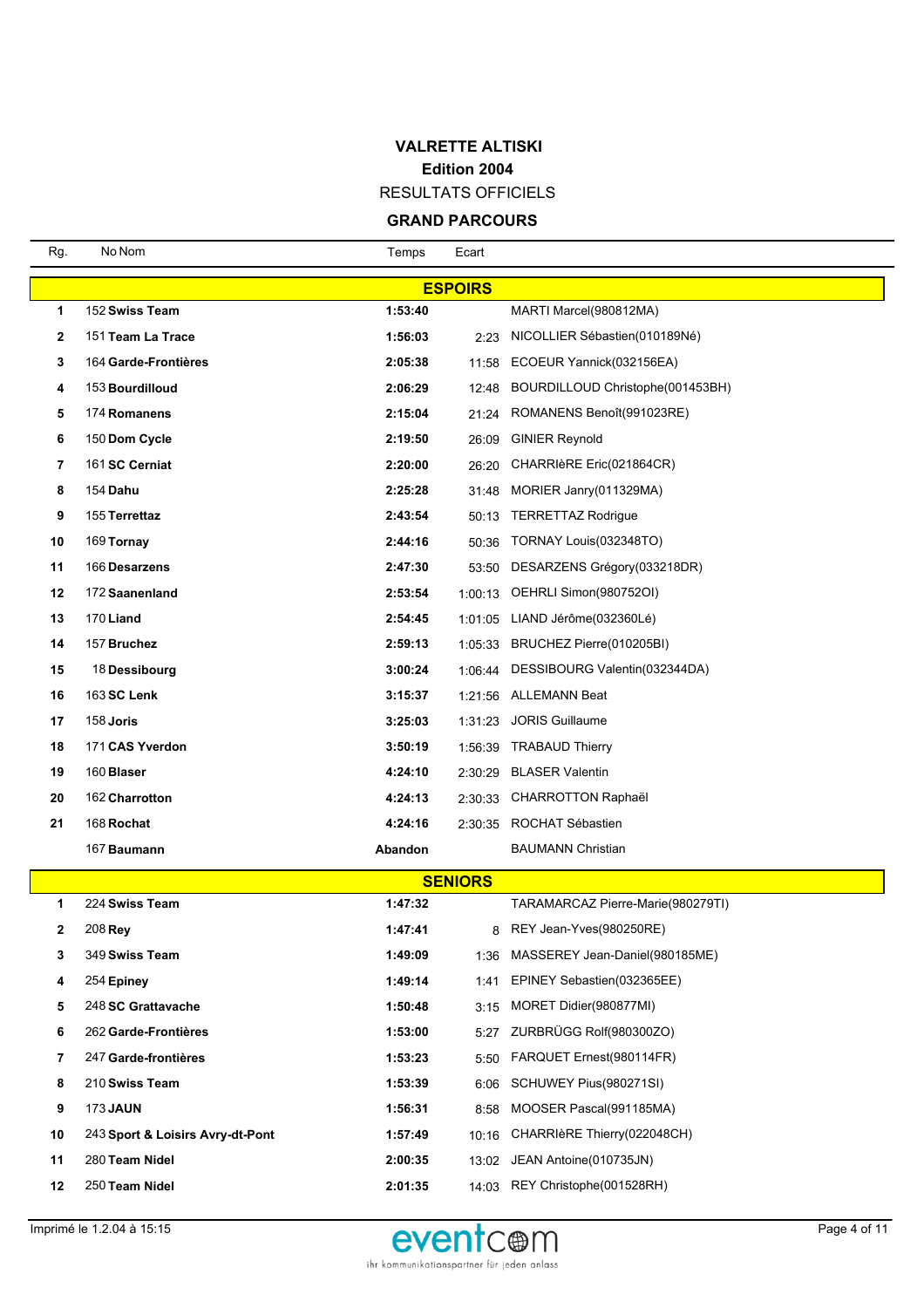**VALRETTE ALTISKI**

**Edition 2004**

RESULTATS OFFICIELS

## GRAND PARCOURS

| Rg. | No | Nom | Temps | Ecart | |
|---|---|---|---|---|---|
| | | **ESPOIRS** | | | |
| **1** | 152 | **Swiss Team** | **1:53:40** | | MARTI Marcel(980812MA) |
| **2** | 151 | **Team La Trace** | **1:56:03** | 2:23 | NICOLLIER Sébastien(010189Né) |
| **3** | 164 | **Garde-Frontières** | **2:05:38** | 11:58 | ECOEUR Yannick(032156EA) |
| **4** | 153 | **Bourdilloud** | **2:06:29** | 12:48 | BOURDILLOUD Christophe(001453BH) |
| **5** | 174 | **Romanens** | **2:15:04** | 21:24 | ROMANENS Benoît(991023RE) |
| **6** | 150 | **Dom Cycle** | **2:19:50** | 26:09 | GINIER Reynold |
| **7** | 161 | **SC Cerniat** | **2:20:00** | 26:20 | CHARRIèRE Eric(021864CR) |
| **8** | 154 | **Dahu** | **2:25:28** | 31:48 | MORIER Janry(011329MA) |
| **9** | 155 | **Terrettaz** | **2:43:54** | 50:13 | TERRETTAZ Rodrigue |
| **10** | 169 | **Tornay** | **2:44:16** | 50:36 | TORNAY Louis(032348TO) |
| **11** | 166 | **Desarzens** | **2:47:30** | 53:50 | DESARZENS Grégory(033218DR) |
| **12** | 172 | **Saanenland** | **2:53:54** | 1:00:13 | OEHRLI Simon(980752OI) |
| **13** | 170 | **Liand** | **2:54:45** | 1:01:05 | LIAND Jérôme(032360Lé) |
| **14** | 157 | **Bruchez** | **2:59:13** | 1:05:33 | BRUCHEZ Pierre(010205BI) |
| **15** | 18 | **Dessibourg** | **3:00:24** | 1:06:44 | DESSIBOURG Valentin(032344DA) |
| **16** | 163 | **SC Lenk** | **3:15:37** | 1:21:56 | ALLEMANN Beat |
| **17** | 158 | **Joris** | **3:25:03** | 1:31:23 | JORIS Guillaume |
| **18** | 171 | **CAS Yverdon** | **3:50:19** | 1:56:39 | TRABAUD Thierry |
| **19** | 160 | **Blaser** | **4:24:10** | 2:30:29 | BLASER Valentin |
| **20** | 162 | **Charrotton** | **4:24:13** | 2:30:33 | CHARROTTON Raphaël |
| **21** | 168 | **Rochat** | **4:24:16** | 2:30:35 | ROCHAT Sébastien |
| | 167 | **Baumann** | **Abandon** | | BAUMANN Christian |
| | | **SENIORS** | | | |
| **1** | 224 | **Swiss Team** | **1:47:32** | | TARAMARCAZ Pierre-Marie(980279TI) |
| **2** | 208 | **Rey** | **1:47:41** | 8 | REY Jean-Yves(980250RE) |
| **3** | 349 | **Swiss Team** | **1:49:09** | 1:36 | MASSEREY Jean-Daniel(980185ME) |
| **4** | 254 | **Epiney** | **1:49:14** | 1:41 | EPINEY Sebastien(032365EE) |
| **5** | 248 | **SC Grattavache** | **1:50:48** | 3:15 | MORET Didier(980877MI) |
| **6** | 262 | **Garde-Frontières** | **1:53:00** | 5:27 | ZURBRÜGG Rolf(980300ZO) |
| **7** | 247 | **Garde-frontières** | **1:53:23** | 5:50 | FARQUET Ernest(980114FR) |
| **8** | 210 | **Swiss Team** | **1:53:39** | 6:06 | SCHUWEY Pius(980271SI) |
| **9** | 173 | **JAUN** | **1:56:31** | 8:58 | MOOSER Pascal(991185MA) |
| **10** | 243 | **Sport & Loisirs Avry-dt-Pont** | **1:57:49** | 10:16 | CHARRIèRE Thierry(022048CH) |
| **11** | 280 | **Team Nidel** | **2:00:35** | 13:02 | JEAN Antoine(010735JN) |
| **12** | 250 | **Team Nidel** | **2:01:35** | 14:03 | REY Christophe(001528RH) |

Imprimé le 1.2.04 à 15:15

eventcom
ihr kommunikationspartner für jeden anlass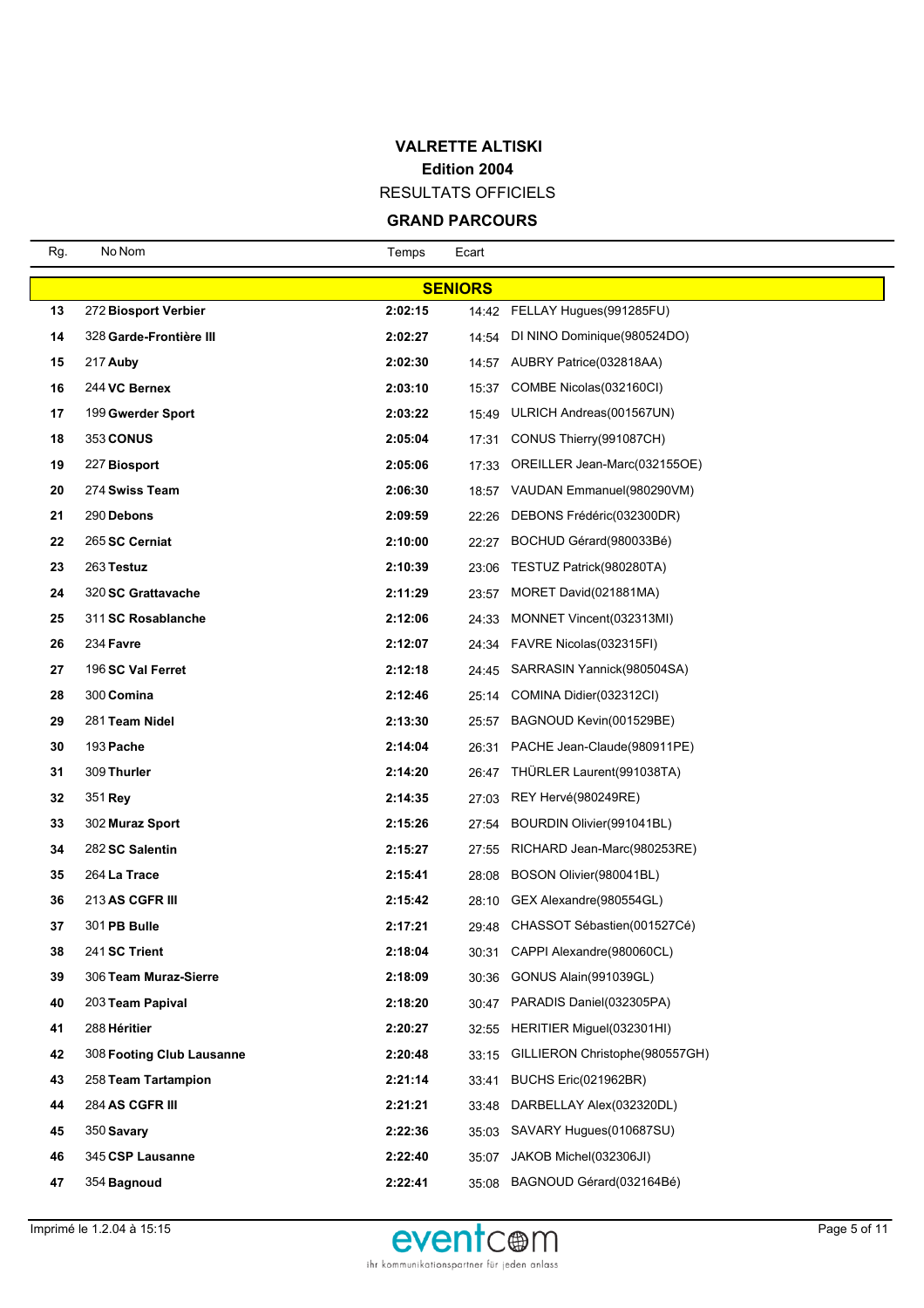# VALRETTE ALTISKI

## Edition 2004

RESULTATS OFFICIELS

### GRAND PARCOURS

| Rg. | No | Nom | Temps | Ecart | |
|---|---|---|---|---|---|
| | | **SENIORS** | | | |
| 13 | 272 | **Biosport Verbier** | **2:02:15** | 14:42 | FELLAY Hugues(991285FU) |
| 14 | 328 | **Garde-Frontière III** | **2:02:27** | 14:54 | DI NINO Dominique(980524DO) |
| 15 | 217 | **Auby** | **2:02:30** | 14:57 | AUBRY Patrice(032818AA) |
| 16 | 244 | **VC Bernex** | **2:03:10** | 15:37 | COMBE Nicolas(032160CI) |
| 17 | 199 | **Gwerder Sport** | **2:03:22** | 15:49 | ULRICH Andreas(001567UN) |
| 18 | 353 | **CONUS** | **2:05:04** | 17:31 | CONUS Thierry(991087CH) |
| 19 | 227 | **Biosport** | **2:05:06** | 17:33 | OREILLER Jean-Marc(032155OE) |
| 20 | 274 | **Swiss Team** | **2:06:30** | 18:57 | VAUDAN Emmanuel(980290VM) |
| 21 | 290 | **Debons** | **2:09:59** | 22:26 | DEBONS Frédéric(032300DR) |
| 22 | 265 | **SC Cerniat** | **2:10:00** | 22:27 | BOCHUD Gérard(980033Bé) |
| 23 | 263 | **Testuz** | **2:10:39** | 23:06 | TESTUZ Patrick(980280TA) |
| 24 | 320 | **SC Grattavache** | **2:11:29** | 23:57 | MORET David(021881MA) |
| 25 | 311 | **SC Rosablanche** | **2:12:06** | 24:33 | MONNET Vincent(032313MI) |
| 26 | 234 | **Favre** | **2:12:07** | 24:34 | FAVRE Nicolas(032315FI) |
| 27 | 196 | **SC Val Ferret** | **2:12:18** | 24:45 | SARRASIN Yannick(980504SA) |
| 28 | 300 | **Comina** | **2:12:46** | 25:14 | COMINA Didier(032312CI) |
| 29 | 281 | **Team Nidel** | **2:13:30** | 25:57 | BAGNOUD Kevin(001529BE) |
| 30 | 193 | **Pache** | **2:14:04** | 26:31 | PACHE Jean-Claude(980911PE) |
| 31 | 309 | **Thurler** | **2:14:20** | 26:47 | THÜRLER Laurent(991038TA) |
| 32 | 351 | **Rey** | **2:14:35** | 27:03 | REY Hervé(980249RE) |
| 33 | 302 | **Muraz Sport** | **2:15:26** | 27:54 | BOURDIN Olivier(991041BL) |
| 34 | 282 | **SC Salentin** | **2:15:27** | 27:55 | RICHARD Jean-Marc(980253RE) |
| 35 | 264 | **La Trace** | **2:15:41** | 28:08 | BOSON Olivier(980041BL) |
| 36 | 213 | **AS CGFR III** | **2:15:42** | 28:10 | GEX Alexandre(980554GL) |
| 37 | 301 | **PB Bulle** | **2:17:21** | 29:48 | CHASSOT Sébastien(001527Cé) |
| 38 | 241 | **SC Trient** | **2:18:04** | 30:31 | CAPPI Alexandre(980060CL) |
| 39 | 306 | **Team Muraz-Sierre** | **2:18:09** | 30:36 | GONUS Alain(991039GL) |
| 40 | 203 | **Team Papival** | **2:18:20** | 30:47 | PARADIS Daniel(032305PA) |
| 41 | 288 | **Héritier** | **2:20:27** | 32:55 | HERITIER Miguel(032301HI) |
| 42 | 308 | **Footing Club Lausanne** | **2:20:48** | 33:15 | GILLIERON Christophe(980557GH) |
| 43 | 258 | **Team Tartampion** | **2:21:14** | 33:41 | BUCHS Eric(021962BR) |
| 44 | 284 | **AS CGFR III** | **2:21:21** | 33:48 | DARBELLAY Alex(032320DL) |
| 45 | 350 | **Savary** | **2:22:36** | 35:03 | SAVARY Hugues(010687SU) |
| 46 | 345 | **CSP Lausanne** | **2:22:40** | 35:07 | JAKOB Michel(032306JI) |
| 47 | 354 | **Bagnoud** | **2:22:41** | 35:08 | BAGNOUD Gérard(032164Bé) |

Imprimé le 1.2.04 à 15:15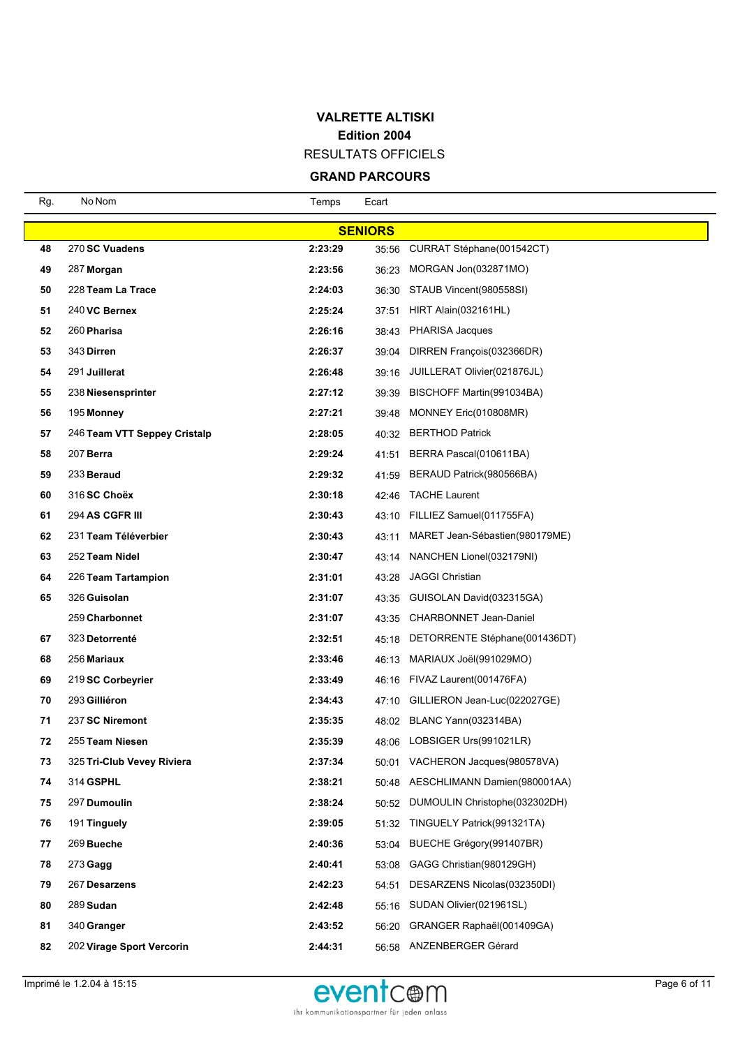**VALRETTE ALTISKI**

**Edition 2004**

RESULTATS OFFICIELS

**GRAND PARCOURS**

| Rg. | No | Nom | Temps | Ecart | |
|---|---|---|---|---|---|
| | | **SENIORS** | | | |
| **48** | 270 | **SC Vuadens** | **2:23:29** | 35:56 | CURRAT Stéphane(001542CT) |
| **49** | 287 | **Morgan** | **2:23:56** | 36:23 | MORGAN Jon(032871MO) |
| **50** | 228 | **Team La Trace** | **2:24:03** | 36:30 | STAUB Vincent(980558SI) |
| **51** | 240 | **VC Bernex** | **2:25:24** | 37:51 | HIRT Alain(032161HL) |
| **52** | 260 | **Pharisa** | **2:26:16** | 38:43 | PHARISA Jacques |
| **53** | 343 | **Dirren** | **2:26:37** | 39:04 | DIRREN François(032366DR) |
| **54** | 291 | **Juillerat** | **2:26:48** | 39:16 | JUILLERAT Olivier(021876JL) |
| **55** | 238 | **Niesensprinter** | **2:27:12** | 39:39 | BISCHOFF Martin(991034BA) |
| **56** | 195 | **Monney** | **2:27:21** | 39:48 | MONNEY Eric(010808MR) |
| **57** | 246 | **Team VTT Seppey Cristalp** | **2:28:05** | 40:32 | BERTHOD Patrick |
| **58** | 207 | **Berra** | **2:29:24** | 41:51 | BERRA Pascal(010611BA) |
| **59** | 233 | **Beraud** | **2:29:32** | 41:59 | BERAUD Patrick(980566BA) |
| **60** | 316 | **SC Choëx** | **2:30:18** | 42:46 | TACHE Laurent |
| **61** | 294 | **AS CGFR III** | **2:30:43** | 43:10 | FILLIEZ Samuel(011755FA) |
| **62** | 231 | **Team Téléverbier** | **2:30:43** | 43:11 | MARET Jean-Sébastien(980179ME) |
| **63** | 252 | **Team Nidel** | **2:30:47** | 43:14 | NANCHEN Lionel(032179NI) |
| **64** | 226 | **Team Tartampion** | **2:31:01** | 43:28 | JAGGI Christian |
| **65** | 326 | **Guisolan** | **2:31:07** | 43:35 | GUISOLAN David(032315GA) |
| | 259 | **Charbonnet** | **2:31:07** | 43:35 | CHARBONNET Jean-Daniel |
| **67** | 323 | **Detorrenté** | **2:32:51** | 45:18 | DETORRENTE Stéphane(001436DT) |
| **68** | 256 | **Mariaux** | **2:33:46** | 46:13 | MARIAUX Joël(991029MO) |
| **69** | 219 | **SC Corbeyrier** | **2:33:49** | 46:16 | FIVAZ Laurent(001476FA) |
| **70** | 293 | **Gilliéron** | **2:34:43** | 47:10 | GILLIERON Jean-Luc(022027GE) |
| **71** | 237 | **SC Niremont** | **2:35:35** | 48:02 | BLANC Yann(032314BA) |
| **72** | 255 | **Team Niesen** | **2:35:39** | 48:06 | LOBSIGER Urs(991021LR) |
| **73** | 325 | **Tri-Club Vevey Riviera** | **2:37:34** | 50:01 | VACHERON Jacques(980578VA) |
| **74** | 314 | **GSPHL** | **2:38:21** | 50:48 | AESCHLIMANN Damien(980001AA) |
| **75** | 297 | **Dumoulin** | **2:38:24** | 50:52 | DUMOULIN Christophe(032302DH) |
| **76** | 191 | **Tinguely** | **2:39:05** | 51:32 | TINGUELY Patrick(991321TA) |
| **77** | 269 | **Bueche** | **2:40:36** | 53:04 | BUECHE Grégory(991407BR) |
| **78** | 273 | **Gagg** | **2:40:41** | 53:08 | GAGG Christian(980129GH) |
| **79** | 267 | **Desarzens** | **2:42:23** | 54:51 | DESARZENS Nicolas(032350DI) |
| **80** | 289 | **Sudan** | **2:42:48** | 55:16 | SUDAN Olivier(021961SL) |
| **81** | 340 | **Granger** | **2:43:52** | 56:20 | GRANGER Raphaël(001409GA) |
| **82** | 202 | **Virage Sport Vercorin** | **2:44:31** | 56:58 | ANZENBERGER Gérard |

Imprimé le 1.2.04 à 15:15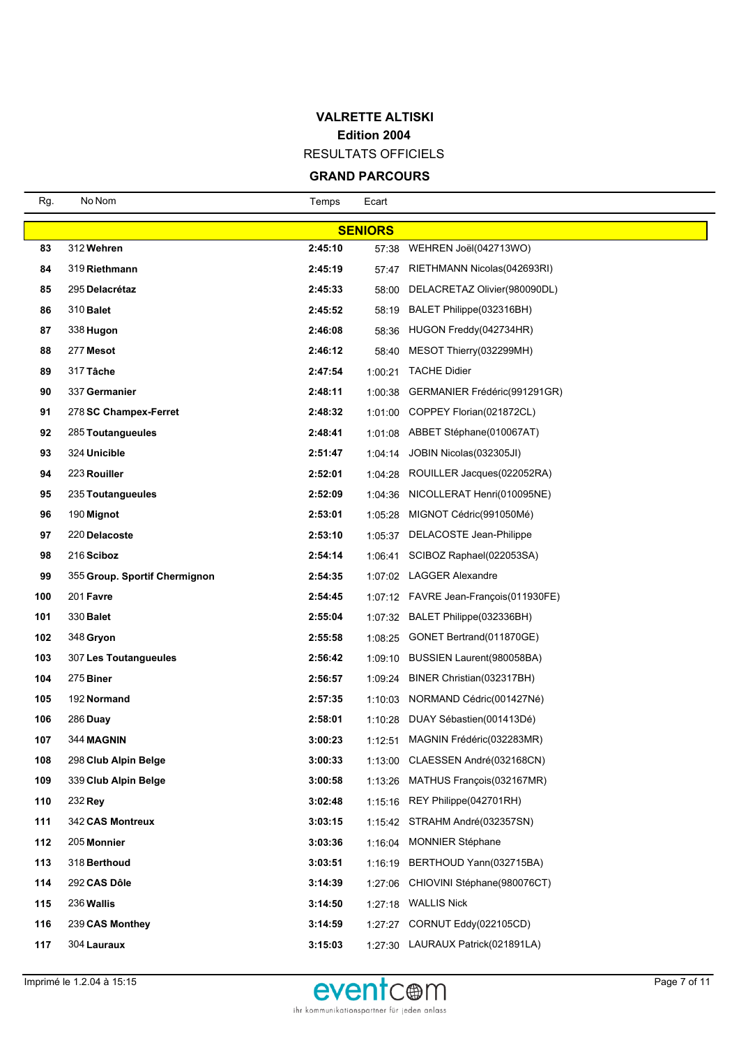# VALRETTE ALTISKI

**Edition 2004**

RESULTATS OFFICIELS

**GRAND PARCOURS**

| Rg. | No | Nom | Temps | Ecart | |
|---|---|---|---|---|---|
| | | **SENIORS** | | | |
| 83 | 312 | **Wehren** | **2:45:10** | 57:38 | WEHREN Joël(042713WO) |
| 84 | 319 | **Riethmann** | **2:45:19** | 57:47 | RIETHMANN Nicolas(042693RI) |
| 85 | 295 | **Delacrétaz** | **2:45:33** | 58:00 | DELACRETAZ Olivier(980090DL) |
| 86 | 310 | **Balet** | **2:45:52** | 58:19 | BALET Philippe(032316BH) |
| 87 | 338 | **Hugon** | **2:46:08** | 58:36 | HUGON Freddy(042734HR) |
| 88 | 277 | **Mesot** | **2:46:12** | 58:40 | MESOT Thierry(032299MH) |
| 89 | 317 | **Tâche** | **2:47:54** | 1:00:21 | TACHE Didier |
| 90 | 337 | **Germanier** | **2:48:11** | 1:00:38 | GERMANIER Frédéric(991291GR) |
| 91 | 278 | **SC Champex-Ferret** | **2:48:32** | 1:01:00 | COPPEY Florian(021872CL) |
| 92 | 285 | **Toutangueules** | **2:48:41** | 1:01:08 | ABBET Stéphane(010067AT) |
| 93 | 324 | **Unicible** | **2:51:47** | 1:04:14 | JOBIN Nicolas(032305JI) |
| 94 | 223 | **Rouiller** | **2:52:01** | 1:04:28 | ROUILLER Jacques(022052RA) |
| 95 | 235 | **Toutangueules** | **2:52:09** | 1:04:36 | NICOLLERAT Henri(010095NE) |
| 96 | 190 | **Mignot** | **2:53:01** | 1:05:28 | MIGNOT Cédric(991050Mé) |
| 97 | 220 | **Delacoste** | **2:53:10** | 1:05:37 | DELACOSTE Jean-Philippe |
| 98 | 216 | **Sciboz** | **2:54:14** | 1:06:41 | SCIBOZ Raphael(022053SA) |
| 99 | 355 | **Group. Sportif Chermignon** | **2:54:35** | 1:07:02 | LAGGER Alexandre |
| 100 | 201 | **Favre** | **2:54:45** | 1:07:12 | FAVRE Jean-François(011930FE) |
| 101 | 330 | **Balet** | **2:55:04** | 1:07:32 | BALET Philippe(032336BH) |
| 102 | 348 | **Gryon** | **2:55:58** | 1:08:25 | GONET Bertrand(011870GE) |
| 103 | 307 | **Les Toutangueules** | **2:56:42** | 1:09:10 | BUSSIEN Laurent(980058BA) |
| 104 | 275 | **Biner** | **2:56:57** | 1:09:24 | BINER Christian(032317BH) |
| 105 | 192 | **Normand** | **2:57:35** | 1:10:03 | NORMAND Cédric(001427Né) |
| 106 | 286 | **Duay** | **2:58:01** | 1:10:28 | DUAY Sébastien(001413Dé) |
| 107 | 344 | **MAGNIN** | **3:00:23** | 1:12:51 | MAGNIN Frédéric(032283MR) |
| 108 | 298 | **Club Alpin Belge** | **3:00:33** | 1:13:00 | CLAESSEN André(032168CN) |
| 109 | 339 | **Club Alpin Belge** | **3:00:58** | 1:13:26 | MATHUS François(032167MR) |
| 110 | 232 | **Rey** | **3:02:48** | 1:15:16 | REY Philippe(042701RH) |
| 111 | 342 | **CAS Montreux** | **3:03:15** | 1:15:42 | STRAHM André(032357SN) |
| 112 | 205 | **Monnier** | **3:03:36** | 1:16:04 | MONNIER Stéphane |
| 113 | 318 | **Berthoud** | **3:03:51** | 1:16:19 | BERTHOUD Yann(032715BA) |
| 114 | 292 | **CAS Dôle** | **3:14:39** | 1:27:06 | CHIOVINI Stéphane(980076CT) |
| 115 | 236 | **Wallis** | **3:14:50** | 1:27:18 | WALLIS Nick |
| 116 | 239 | **CAS Monthey** | **3:14:59** | 1:27:27 | CORNUT Eddy(022105CD) |
| 117 | 304 | **Lauraux** | **3:15:03** | 1:27:30 | LAURAUX Patrick(021891LA) |

Imprimé le 1.2.04 à 15:15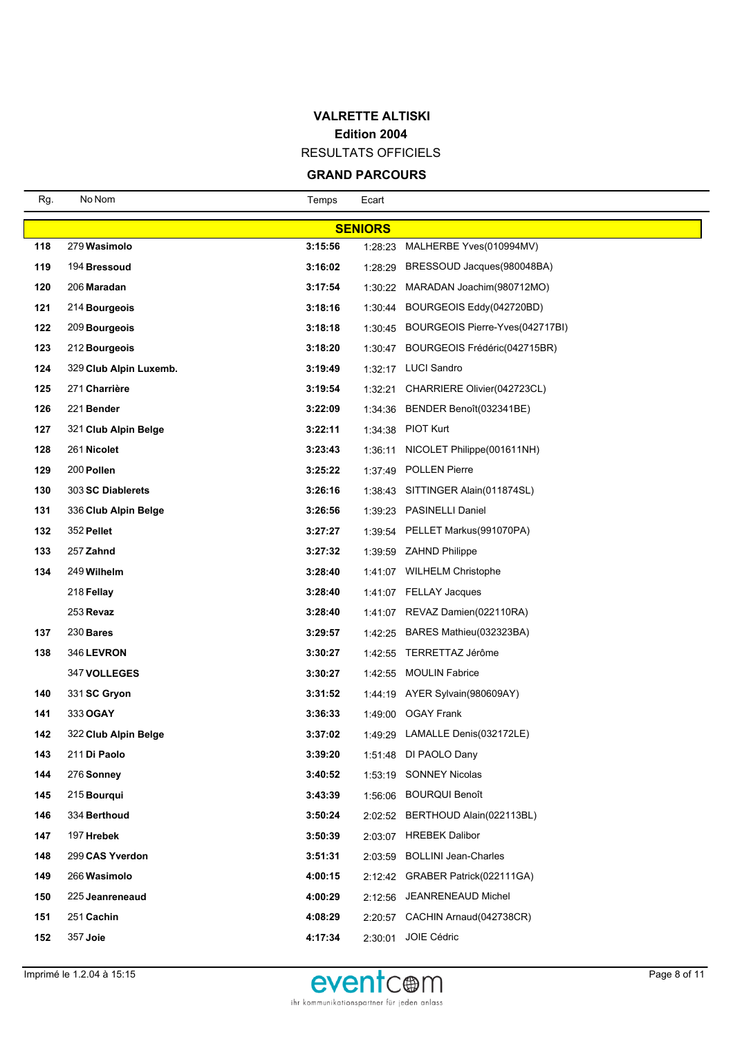# VALRETTE ALTISKI

**Edition 2004**

RESULTATS OFFICIELS

## GRAND PARCOURS

| Rg. | No | Nom | Temps | Ecart | |
|---|---|---|---|---|---|
| | | **SENIORS** | | | |
| **118** | 279 | **Wasimolo** | **3:15:56** | 1:28:23 | MALHERBE Yves(010994MV) |
| **119** | 194 | **Bressoud** | **3:16:02** | 1:28:29 | BRESSOUD Jacques(980048BA) |
| **120** | 206 | **Maradan** | **3:17:54** | 1:30:22 | MARADAN Joachim(980712MO) |
| **121** | 214 | **Bourgeois** | **3:18:16** | 1:30:44 | BOURGEOIS Eddy(042720BD) |
| **122** | 209 | **Bourgeois** | **3:18:18** | 1:30:45 | BOURGEOIS Pierre-Yves(042717BI) |
| **123** | 212 | **Bourgeois** | **3:18:20** | 1:30:47 | BOURGEOIS Frédéric(042715BR) |
| **124** | 329 | **Club Alpin Luxemb.** | **3:19:49** | 1:32:17 | LUCI Sandro |
| **125** | 271 | **Charrière** | **3:19:54** | 1:32:21 | CHARRIERE Olivier(042723CL) |
| **126** | 221 | **Bender** | **3:22:09** | 1:34:36 | BENDER Benoît(032341BE) |
| **127** | 321 | **Club Alpin Belge** | **3:22:11** | 1:34:38 | PIOT Kurt |
| **128** | 261 | **Nicolet** | **3:23:43** | 1:36:11 | NICOLET Philippe(001611NH) |
| **129** | 200 | **Pollen** | **3:25:22** | 1:37:49 | POLLEN Pierre |
| **130** | 303 | **SC Diablerets** | **3:26:16** | 1:38:43 | SITTINGER Alain(011874SL) |
| **131** | 336 | **Club Alpin Belge** | **3:26:56** | 1:39:23 | PASINELLI Daniel |
| **132** | 352 | **Pellet** | **3:27:27** | 1:39:54 | PELLET Markus(991070PA) |
| **133** | 257 | **Zahnd** | **3:27:32** | 1:39:59 | ZAHND Philippe |
| **134** | 249 | **Wilhelm** | **3:28:40** | 1:41:07 | WILHELM Christophe |
| | 218 | **Fellay** | **3:28:40** | 1:41:07 | FELLAY Jacques |
| | 253 | **Revaz** | **3:28:40** | 1:41:07 | REVAZ Damien(022110RA) |
| **137** | 230 | **Bares** | **3:29:57** | 1:42:25 | BARES Mathieu(032323BA) |
| **138** | 346 | **LEVRON** | **3:30:27** | 1:42:55 | TERRETTAZ Jérôme |
| | 347 | **VOLLEGES** | **3:30:27** | 1:42:55 | MOULIN Fabrice |
| **140** | 331 | **SC Gryon** | **3:31:52** | 1:44:19 | AYER Sylvain(980609AY) |
| **141** | 333 | **OGAY** | **3:36:33** | 1:49:00 | OGAY Frank |
| **142** | 322 | **Club Alpin Belge** | **3:37:02** | 1:49:29 | LAMALLE Denis(032172LE) |
| **143** | 211 | **Di Paolo** | **3:39:20** | 1:51:48 | DI PAOLO Dany |
| **144** | 276 | **Sonney** | **3:40:52** | 1:53:19 | SONNEY Nicolas |
| **145** | 215 | **Bourqui** | **3:43:39** | 1:56:06 | BOURQUI Benoît |
| **146** | 334 | **Berthoud** | **3:50:24** | 2:02:52 | BERTHOUD Alain(022113BL) |
| **147** | 197 | **Hrebek** | **3:50:39** | 2:03:07 | HREBEK Dalibor |
| **148** | 299 | **CAS Yverdon** | **3:51:31** | 2:03:59 | BOLLINI Jean-Charles |
| **149** | 266 | **Wasimolo** | **4:00:15** | 2:12:42 | GRABER Patrick(022111GA) |
| **150** | 225 | **Jeanreneaud** | **4:00:29** | 2:12:56 | JEANRENEAUD Michel |
| **151** | 251 | **Cachin** | **4:08:29** | 2:20:57 | CACHIN Arnaud(042738CR) |
| **152** | 357 | **Joie** | **4:17:34** | 2:30:01 | JOIE Cédric |

Imprimé le 1.2.04 à 15:15

eventcom
ihr kommunikationspartner für jeden anlass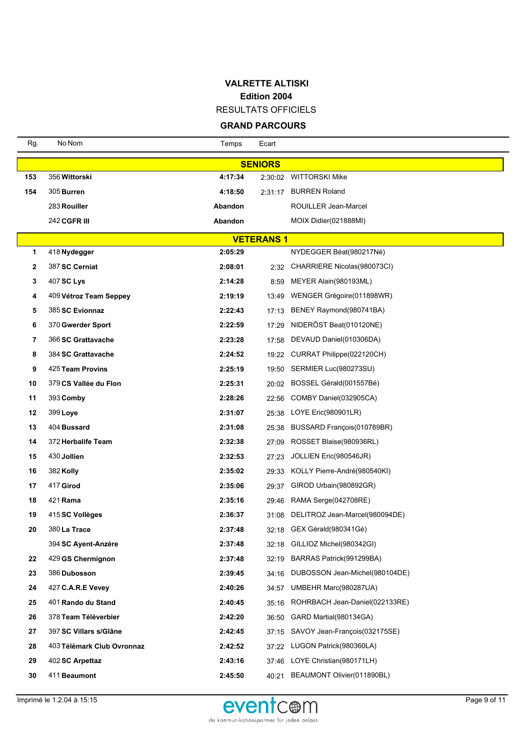# VALRETTE ALTISKI

## Edition 2004

RESULTATS OFFICIELS

### GRAND PARCOURS

| Rg. | No | Nom | Temps | Ecart | |
|---|---|---|---|---|---|
| | | **SENIORS** | | | |
| **153** | 356 | **Wittorski** | **4:17:34** | 2:30:02 | WITTORSKI Mike |
| **154** | 305 | **Burren** | **4:18:50** | 2:31:17 | BURREN Roland |
| | 283 | **Rouiller** | **Abandon** | | ROUILLER Jean-Marcel |
| | 242 | **CGFR III** | **Abandon** | | MOIX Didier(021888MI) |
| | | **VETERANS 1** | | | |
| **1** | 418 | **Nydegger** | **2:05:29** | | NYDEGGER Béat(980217Né) |
| **2** | 387 | **SC Cerniat** | **2:08:01** | 2:32 | CHARRIERE Nicolas(980073CI) |
| **3** | 407 | **SC Lys** | **2:14:28** | 8:59 | MEYER Alain(980193ML) |
| **4** | 409 | **Vétroz Team Seppey** | **2:19:19** | 13:49 | WENGER Grégoire(011898WR) |
| **5** | 385 | **SC Evionnaz** | **2:22:43** | 17:13 | BENEY Raymond(980741BA) |
| **6** | 370 | **Gwerder Sport** | **2:22:59** | 17:29 | NIDERÖST Beat(010120NE) |
| **7** | 366 | **SC Grattavache** | **2:23:28** | 17:58 | DEVAUD Daniel(010306DA) |
| **8** | 384 | **SC Grattavache** | **2:24:52** | 19:22 | CURRAT Philippe(022120CH) |
| **9** | 425 | **Team Provins** | **2:25:19** | 19:50 | SERMIER Luc(980273SU) |
| **10** | 379 | **CS Vallée du Flon** | **2:25:31** | 20:02 | BOSSEL Gérald(001557Bé) |
| **11** | 393 | **Comby** | **2:28:26** | 22:56 | COMBY Daniel(032905CA) |
| **12** | 399 | **Loye** | **2:31:07** | 25:38 | LOYE Eric(980901LR) |
| **13** | 404 | **Bussard** | **2:31:08** | 25:38 | BUSSARD François(010789BR) |
| **14** | 372 | **Herbalife Team** | **2:32:38** | 27:09 | ROSSET Blaise(980936RL) |
| **15** | 430 | **Jollien** | **2:32:53** | 27:23 | JOLLIEN Eric(980546JR) |
| **16** | 382 | **Kolly** | **2:35:02** | 29:33 | KOLLY Pierre-André(980540KI) |
| **17** | 417 | **Girod** | **2:35:06** | 29:37 | GIROD Urbain(980892GR) |
| **18** | 421 | **Rama** | **2:35:16** | 29:46 | RAMA Serge(042708RE) |
| **19** | 415 | **SC Vollèges** | **2:36:37** | 31:08 | DELITROZ Jean-Marcel(980094DE) |
| **20** | 380 | **La Trace** | **2:37:48** | 32:18 | GEX Gérald(980341Gé) |
| | 394 | **SC Ayent-Anzère** | **2:37:48** | 32:18 | GILLIOZ Michel(980342GI) |
| **22** | 429 | **GS Chermignon** | **2:37:48** | 32:19 | BARRAS Patrick(991299BA) |
| **23** | 386 | **Dubosson** | **2:39:45** | 34:16 | DUBOSSON Jean-Michel(980104DE) |
| **24** | 427 | **C.A.R.E Vevey** | **2:40:26** | 34:57 | UMBEHR Marc(980287UA) |
| **25** | 401 | **Rando du Stand** | **2:40:45** | 35:16 | ROHRBACH Jean-Daniel(022133RE) |
| **26** | 378 | **Team Téléverbier** | **2:42:20** | 36:50 | GARD Martial(980134GA) |
| **27** | 397 | **SC Villars s/Glâne** | **2:42:45** | 37:15 | SAVOY Jean-François(032175SE) |
| **28** | 403 | **Télémark Club Ovronnaz** | **2:42:52** | 37:22 | LUGON Patrick(980360LA) |
| **29** | 402 | **SC Arpettaz** | **2:43:16** | 37:46 | LOYE Christian(980171LH) |
| **30** | 411 | **Beaumont** | **2:45:50** | 40:21 | BEAUMONT Olivier(011890BL) |

Imprimé le 1.2.04 à 15:15

eventcom – ihr kommunikationspartner für jeden anlass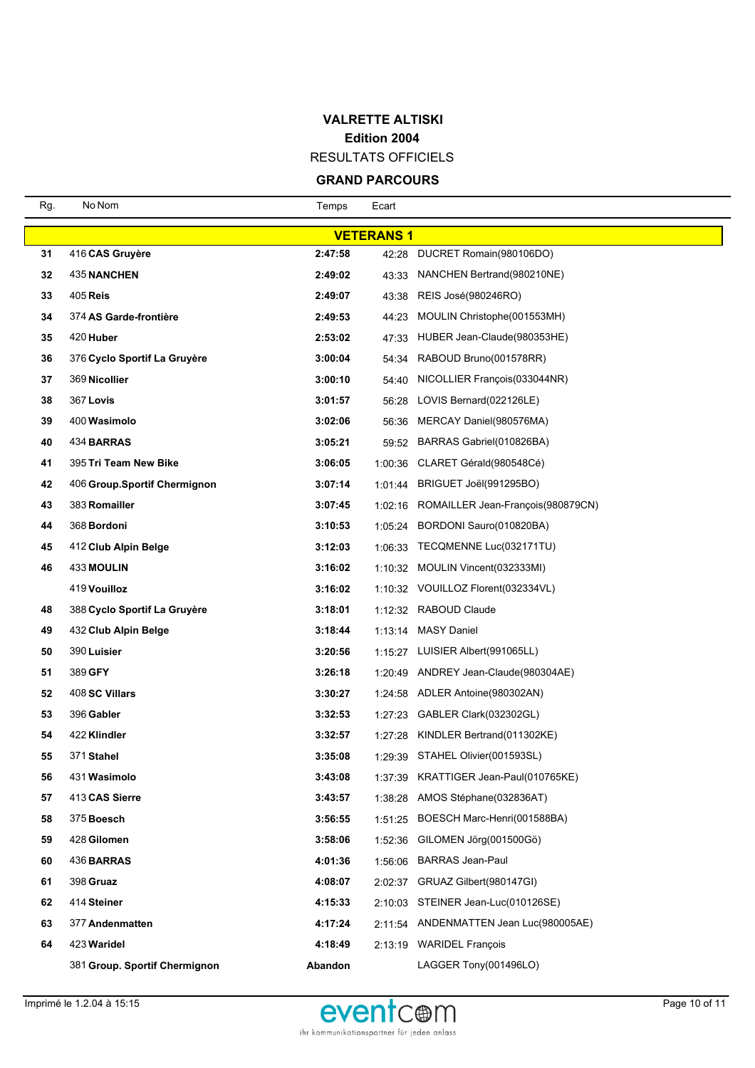# VALRETTE ALTISKI

## Edition 2004

RESULTATS OFFICIELS

### GRAND PARCOURS

| Rg. | No | Nom | Temps | Ecart | |
|---|---|---|---|---|---|
| | | **VETERANS 1** | | | |
| 31 | 416 | **CAS Gruyère** | **2:47:58** | 42:28 | DUCRET Romain(980106DO) |
| 32 | 435 | **NANCHEN** | **2:49:02** | 43:33 | NANCHEN Bertrand(980210NE) |
| 33 | 405 | **Reis** | **2:49:07** | 43:38 | REIS José(980246RO) |
| 34 | 374 | **AS Garde-frontière** | **2:49:53** | 44:23 | MOULIN Christophe(001553MH) |
| 35 | 420 | **Huber** | **2:53:02** | 47:33 | HUBER Jean-Claude(980353HE) |
| 36 | 376 | **Cyclo Sportif La Gruyère** | **3:00:04** | 54:34 | RABOUD Bruno(001578RR) |
| 37 | 369 | **Nicollier** | **3:00:10** | 54:40 | NICOLLIER François(033044NR) |
| 38 | 367 | **Lovis** | **3:01:57** | 56:28 | LOVIS Bernard(022126LE) |
| 39 | 400 | **Wasimolo** | **3:02:06** | 56:36 | MERCAY Daniel(980576MA) |
| 40 | 434 | **BARRAS** | **3:05:21** | 59:52 | BARRAS Gabriel(010826BA) |
| 41 | 395 | **Tri Team New Bike** | **3:06:05** | 1:00:36 | CLARET Gérald(980548Cé) |
| 42 | 406 | **Group.Sportif Chermignon** | **3:07:14** | 1:01:44 | BRIGUET Joël(991295BO) |
| 43 | 383 | **Romailler** | **3:07:45** | 1:02:16 | ROMAILLER Jean-François(980879CN) |
| 44 | 368 | **Bordoni** | **3:10:53** | 1:05:24 | BORDONI Sauro(010820BA) |
| 45 | 412 | **Club Alpin Belge** | **3:12:03** | 1:06:33 | TECQMENNE Luc(032171TU) |
| 46 | 433 | **MOULIN** | **3:16:02** | 1:10:32 | MOULIN Vincent(032333MI) |
| | 419 | **Vouilloz** | **3:16:02** | 1:10:32 | VOUILLOZ Florent(032334VL) |
| 48 | 388 | **Cyclo Sportif La Gruyère** | **3:18:01** | 1:12:32 | RABOUD Claude |
| 49 | 432 | **Club Alpin Belge** | **3:18:44** | 1:13:14 | MASY Daniel |
| 50 | 390 | **Luisier** | **3:20:56** | 1:15:27 | LUISIER Albert(991065LL) |
| 51 | 389 | **GFY** | **3:26:18** | 1:20:49 | ANDREY Jean-Claude(980304AE) |
| 52 | 408 | **SC Villars** | **3:30:27** | 1:24:58 | ADLER Antoine(980302AN) |
| 53 | 396 | **Gabler** | **3:32:53** | 1:27:23 | GABLER Clark(032302GL) |
| 54 | 422 | **Klindler** | **3:32:57** | 1:27:28 | KINDLER Bertrand(011302KE) |
| 55 | 371 | **Stahel** | **3:35:08** | 1:29:39 | STAHEL Olivier(001593SL) |
| 56 | 431 | **Wasimolo** | **3:43:08** | 1:37:39 | KRATTIGER Jean-Paul(010765KE) |
| 57 | 413 | **CAS Sierre** | **3:43:57** | 1:38:28 | AMOS Stéphane(032836AT) |
| 58 | 375 | **Boesch** | **3:56:55** | 1:51:25 | BOESCH Marc-Henri(001588BA) |
| 59 | 428 | **Gilomen** | **3:58:06** | 1:52:36 | GILOMEN Jörg(001500Gö) |
| 60 | 436 | **BARRAS** | **4:01:36** | 1:56:06 | BARRAS Jean-Paul |
| 61 | 398 | **Gruaz** | **4:08:07** | 2:02:37 | GRUAZ Gilbert(980147GI) |
| 62 | 414 | **Steiner** | **4:15:33** | 2:10:03 | STEINER Jean-Luc(010126SE) |
| 63 | 377 | **Andenmatten** | **4:17:24** | 2:11:54 | ANDENMATTEN Jean Luc(980005AE) |
| 64 | 423 | **Waridel** | **4:18:49** | 2:13:19 | WARIDEL François |
| | 381 | **Group. Sportif Chermignon** | **Abandon** | | LAGGER Tony(001496LO) |

Imprimé le 1.2.04 à 15:15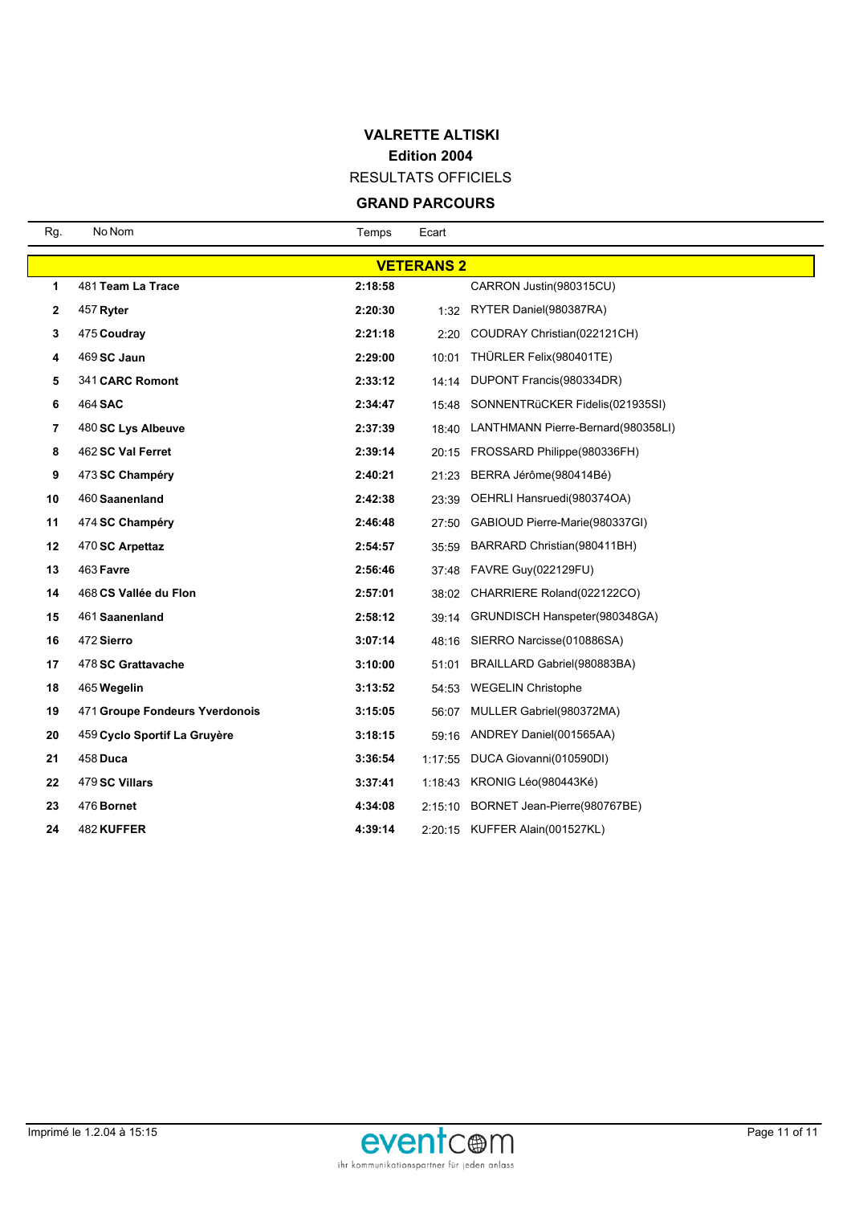# VALRETTE ALTISKI

**Edition 2004**

RESULTATS OFFICIELS

## GRAND PARCOURS

| Rg. | No | Nom | Temps | Ecart | |
|---|---|---|---|---|---|
| | | **VETERANS 2** | | | |
| **1** | 481 | **Team La Trace** | **2:18:58** | | CARRON Justin(980315CU) |
| **2** | 457 | **Ryter** | **2:20:30** | 1:32 | RYTER Daniel(980387RA) |
| **3** | 475 | **Coudray** | **2:21:18** | 2:20 | COUDRAY Christian(022121CH) |
| **4** | 469 | **SC Jaun** | **2:29:00** | 10:01 | THÜRLER Felix(980401TE) |
| **5** | 341 | **CARC Romont** | **2:33:12** | 14:14 | DUPONT Francis(980334DR) |
| **6** | 464 | **SAC** | **2:34:47** | 15:48 | SONNENTRüCKER Fidelis(021935SI) |
| **7** | 480 | **SC Lys Albeuve** | **2:37:39** | 18:40 | LANTHMANN Pierre-Bernard(980358LI) |
| **8** | 462 | **SC Val Ferret** | **2:39:14** | 20:15 | FROSSARD Philippe(980336FH) |
| **9** | 473 | **SC Champéry** | **2:40:21** | 21:23 | BERRA Jérôme(980414Bé) |
| **10** | 460 | **Saanenland** | **2:42:38** | 23:39 | OEHRLI Hansruedi(980374OA) |
| **11** | 474 | **SC Champéry** | **2:46:48** | 27:50 | GABIOUD Pierre-Marie(980337GI) |
| **12** | 470 | **SC Arpettaz** | **2:54:57** | 35:59 | BARRARD Christian(980411BH) |
| **13** | 463 | **Favre** | **2:56:46** | 37:48 | FAVRE Guy(022129FU) |
| **14** | 468 | **CS Vallée du Flon** | **2:57:01** | 38:02 | CHARRIERE Roland(022122CO) |
| **15** | 461 | **Saanenland** | **2:58:12** | 39:14 | GRUNDISCH Hanspeter(980348GA) |
| **16** | 472 | **Sierro** | **3:07:14** | 48:16 | SIERRO Narcisse(010886SA) |
| **17** | 478 | **SC Grattavache** | **3:10:00** | 51:01 | BRAILLARD Gabriel(980883BA) |
| **18** | 465 | **Wegelin** | **3:13:52** | 54:53 | WEGELIN Christophe |
| **19** | 471 | **Groupe Fondeurs Yverdonois** | **3:15:05** | 56:07 | MULLER Gabriel(980372MA) |
| **20** | 459 | **Cyclo Sportif La Gruyère** | **3:18:15** | 59:16 | ANDREY Daniel(001565AA) |
| **21** | 458 | **Duca** | **3:36:54** | 1:17:55 | DUCA Giovanni(010590DI) |
| **22** | 479 | **SC Villars** | **3:37:41** | 1:18:43 | KRONIG Léo(980443Ké) |
| **23** | 476 | **Bornet** | **4:34:08** | 2:15:10 | BORNET Jean-Pierre(980767BE) |
| **24** | 482 | **KUFFER** | **4:39:14** | 2:20:15 | KUFFER Alain(001527KL) |

Imprimé le 1.2.04 à 15:15

eventcom
ihr kommunikationspartner für jeden anlass